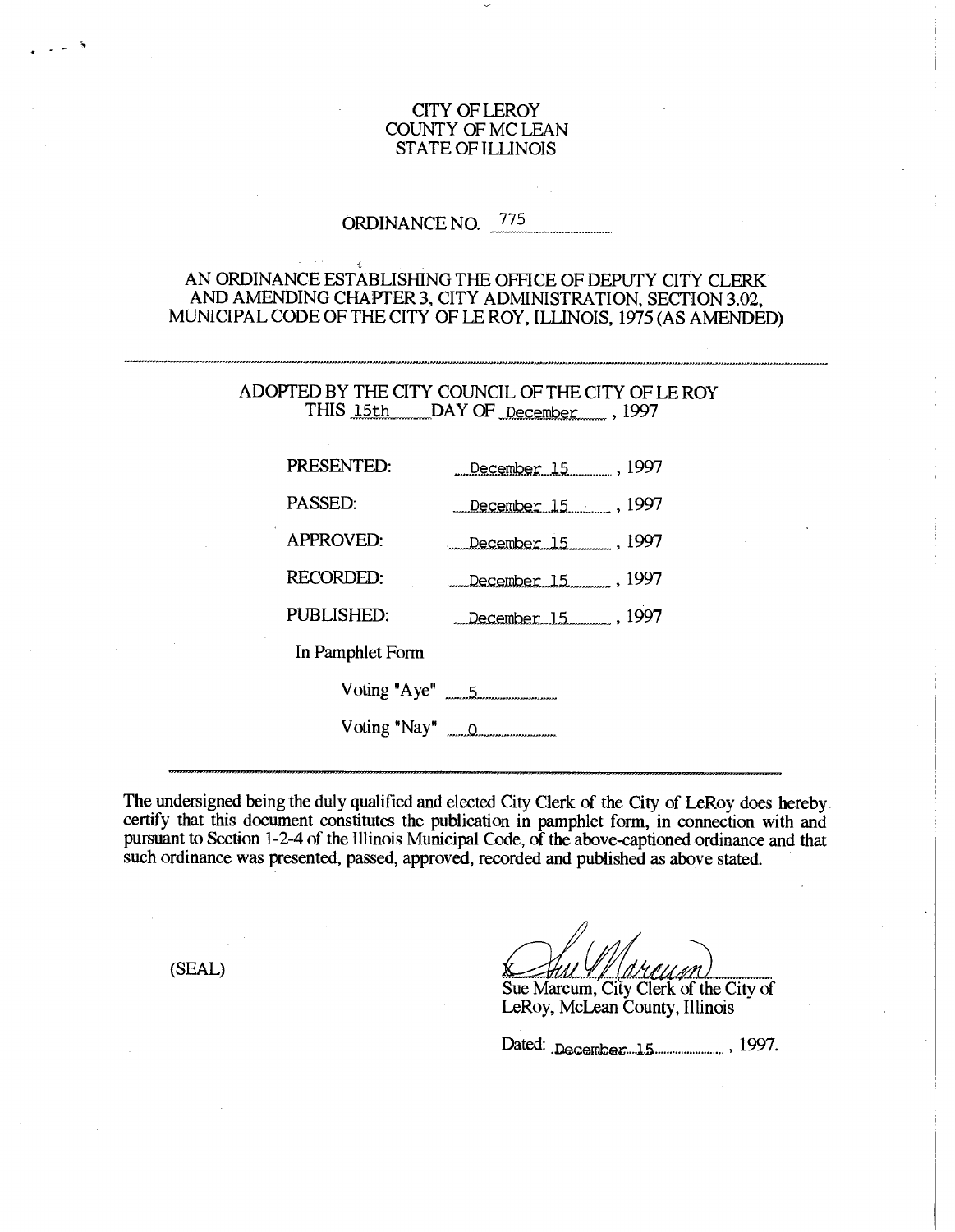CITY OF LEROY
COUNTY OF MC LEAN
STATE OF ILLINOIS

ORDINANCE NO. 775

AN ORDINANCE ESTABLISHING THE OFFICE OF DEPUTY CITY CLERK AND AMENDING CHAPTER 3, CITY ADMINISTRATION, SECTION 3.02, MUNICIPAL CODE OF THE CITY OF LE ROY, ILLINOIS, 1975 (AS AMENDED)

---

ADOPTED BY THE CITY COUNCIL OF THE CITY OF LE ROY
THIS 15th DAY OF December, 1997

PRESENTED: December 15, 1997

PASSED: December 15, 1997

APPROVED: December 15, 1997

RECORDED: December 15, 1997

PUBLISHED: December 15, 1997

In Pamphlet Form

Voting "Aye" 5

Voting "Nay" 0

---

The undersigned being the duly qualified and elected City Clerk of the City of LeRoy does hereby certify that this document constitutes the publication in pamphlet form, in connection with and pursuant to Section 1-2-4 of the Illinois Municipal Code, of the above-captioned ordinance and that such ordinance was presented, passed, approved, recorded and published as above stated.

(SEAL)

Sue Marcum

Sue Marcum, City Clerk of the City of LeRoy, McLean County, Illinois

Dated: December 15, 1997.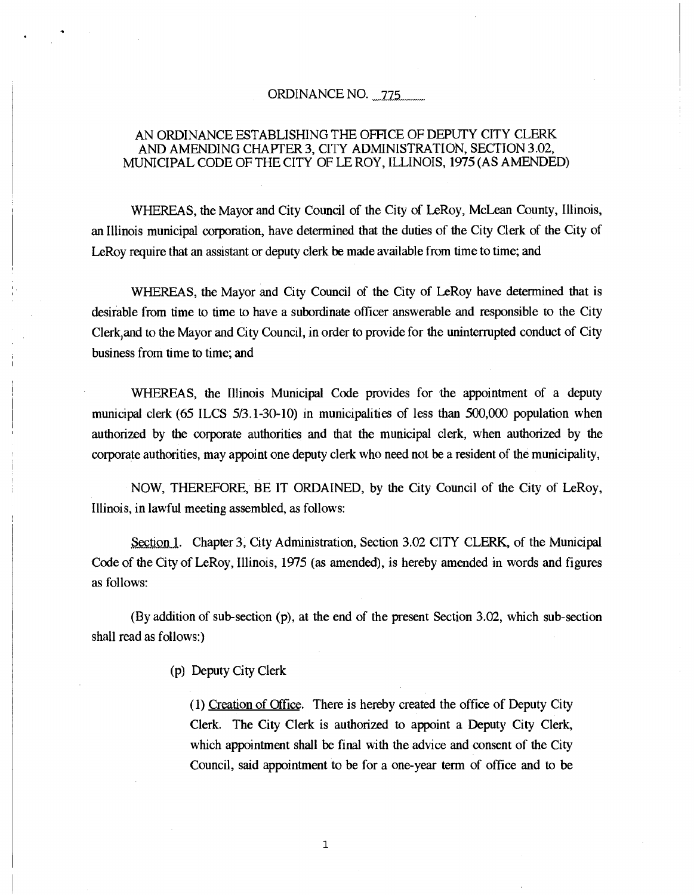ORDINANCE NO. 775

AN ORDINANCE ESTABLISHING THE OFFICE OF DEPUTY CITY CLERK AND AMENDING CHAPTER 3, CITY ADMINISTRATION, SECTION 3.02, MUNICIPAL CODE OF THE CITY OF LE ROY, ILLINOIS, 1975 (AS AMENDED)

WHEREAS, the Mayor and City Council of the City of LeRoy, McLean County, Illinois, an Illinois municipal corporation, have determined that the duties of the City Clerk of the City of LeRoy require that an assistant or deputy clerk be made available from time to time; and

WHEREAS, the Mayor and City Council of the City of LeRoy have determined that is desirable from time to time to have a subordinate officer answerable and responsible to the City Clerk,and to the Mayor and City Council, in order to provide for the uninterrupted conduct of City business from time to time; and

WHEREAS, the Illinois Municipal Code provides for the appointment of a deputy municipal clerk (65 ILCS 5/3.1-30-10) in municipalities of less than 500,000 population when authorized by the corporate authorities and that the municipal clerk, when authorized by the corporate authorities, may appoint one deputy clerk who need not be a resident of the municipality,

NOW, THEREFORE, BE IT ORDAINED, by the City Council of the City of LeRoy, Illinois, in lawful meeting assembled, as follows:

Section 1. Chapter 3, City Administration, Section 3.02 CITY CLERK, of the Municipal Code of the City of LeRoy, Illinois, 1975 (as amended), is hereby amended in words and figures as follows:

(By addition of sub-section (p), at the end of the present Section 3.02, which sub-section shall read as follows:)

(p) Deputy City Clerk

(1) Creation of Office. There is hereby created the office of Deputy City Clerk. The City Clerk is authorized to appoint a Deputy City Clerk, which appointment shall be final with the advice and consent of the City Council, said appointment to be for a one-year term of office and to be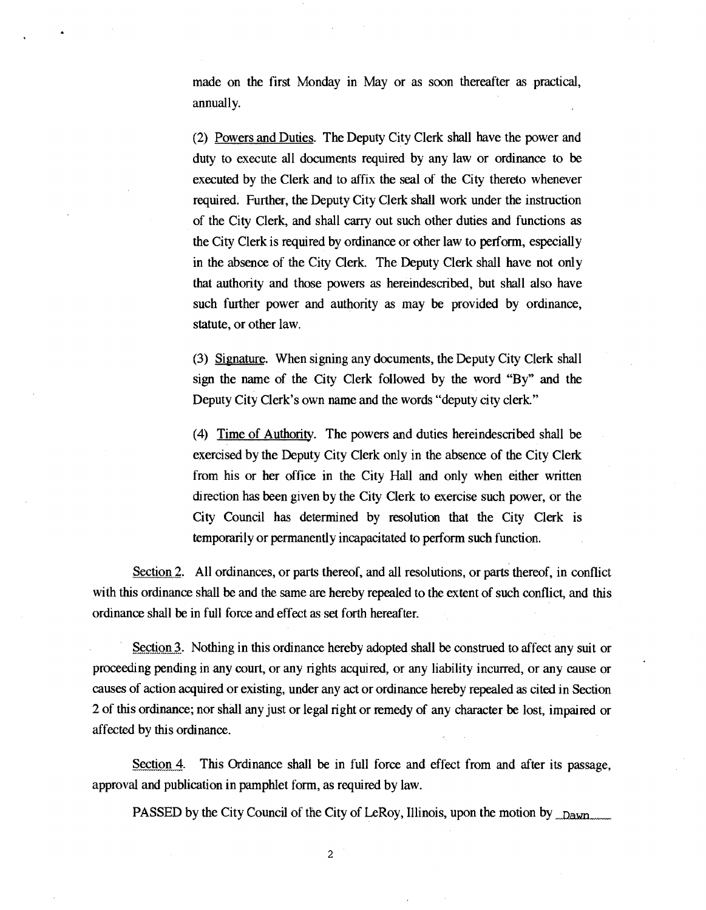made on the first Monday in May or as soon thereafter as practical, annually.

(2) Powers and Duties. The Deputy City Clerk shall have the power and duty to execute all documents required by any law or ordinance to be executed by the Clerk and to affix the seal of the City thereto whenever required. Further, the Deputy City Clerk shall work under the instruction of the City Clerk, and shall carry out such other duties and functions as the City Clerk is required by ordinance or other law to perform, especially in the absence of the City Clerk. The Deputy Clerk shall have not only that authority and those powers as hereindescribed, but shall also have such further power and authority as may be provided by ordinance, statute, or other law.

(3) Signature. When signing any documents, the Deputy City Clerk shall sign the name of the City Clerk followed by the word "By" and the Deputy City Clerk's own name and the words "deputy city clerk."

(4) Time of Authority. The powers and duties hereindescribed shall be exercised by the Deputy City Clerk only in the absence of the City Clerk from his or her office in the City Hall and only when either written direction has been given by the City Clerk to exercise such power, or the City Council has determined by resolution that the City Clerk is temporarily or permanently incapacitated to perform such function.

Section 2. All ordinances, or parts thereof, and all resolutions, or parts thereof, in conflict with this ordinance shall be and the same are hereby repealed to the extent of such conflict, and this ordinance shall be in full force and effect as set forth hereafter.

Section 3. Nothing in this ordinance hereby adopted shall be construed to affect any suit or proceeding pending in any court, or any rights acquired, or any liability incurred, or any cause or causes of action acquired or existing, under any act or ordinance hereby repealed as cited in Section 2 of this ordinance; nor shall any just or legal right or remedy of any character be lost, impaired or affected by this ordinance.

Section 4. This Ordinance shall be in full force and effect from and after its passage, approval and publication in pamphlet form, as required by law.

PASSED by the City Council of the City of LeRoy, Illinois, upon the motion by Dawn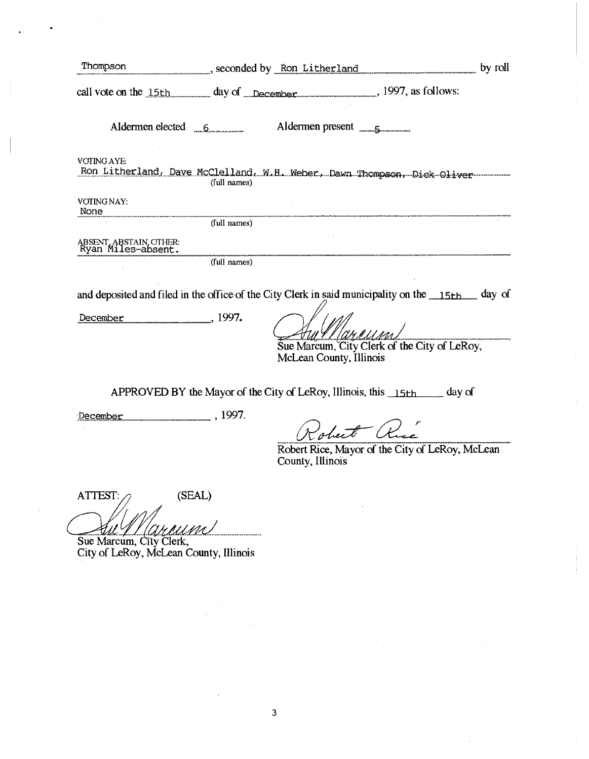Thompson, seconded by Ron Litherland by roll call vote on the 15th day of December, 1997, as follows:

Aldermen elected 6 Aldermen present 5

VOTING AYE:
Ron Litherland, Dave McClelland, W.H. Weber, Dawn Thompson, Dick Oliver
(full names)

VOTING NAY:
None
(full names)

ABSENT, ABSTAIN, OTHER:
Ryan Miles-absent.
(full names)

and deposited and filed in the office of the City Clerk in said municipality on the 15th day of December, 1997.

Sue Marcum

Sue Marcum, City Clerk of the City of LeRoy, McLean County, Illinois

APPROVED BY the Mayor of the City of LeRoy, Illinois, this 15th day of December, 1997.

Robert Rice

Robert Rice, Mayor of the City of LeRoy, McLean County, Illinois

ATTEST: (SEAL)

Sue Marcum

Sue Marcum, City Clerk,
City of LeRoy, McLean County, Illinois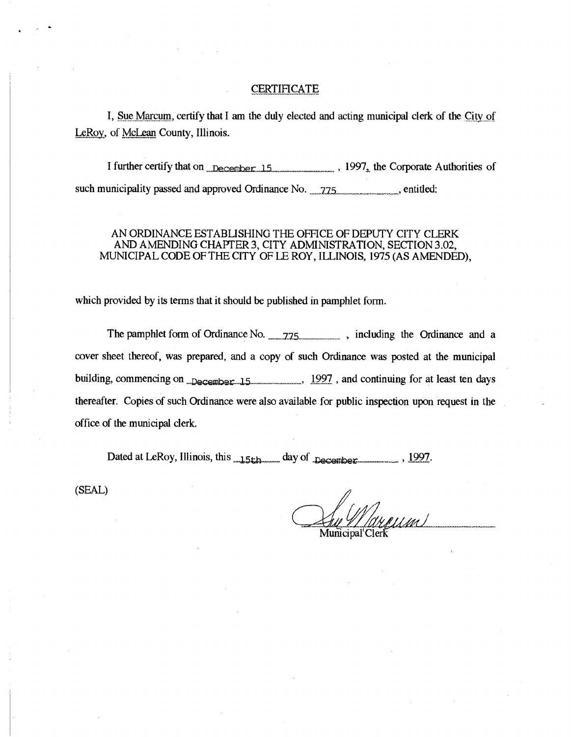# CERTIFICATE

I, Sue Marcum, certify that I am the duly elected and acting municipal clerk of the City of LeRoy, of McLean County, Illinois.

I further certify that on December 15, 1997, the Corporate Authorities of such municipality passed and approved Ordinance No. 775, entitled:

AN ORDINANCE ESTABLISHING THE OFFICE OF DEPUTY CITY CLERK AND AMENDING CHAPTER 3, CITY ADMINISTRATION, SECTION 3.02, MUNICIPAL CODE OF THE CITY OF LE ROY, ILLINOIS, 1975 (AS AMENDED),

which provided by its terms that it should be published in pamphlet form.

The pamphlet form of Ordinance No. 775, including the Ordinance and a cover sheet thereof, was prepared, and a copy of such Ordinance was posted at the municipal building, commencing on December 15, 1997, and continuing for at least ten days thereafter. Copies of such Ordinance were also available for public inspection upon request in the office of the municipal clerk.

Dated at LeRoy, Illinois, this 15th day of December, 1997.

(SEAL)

Sue Marcum

Municipal Clerk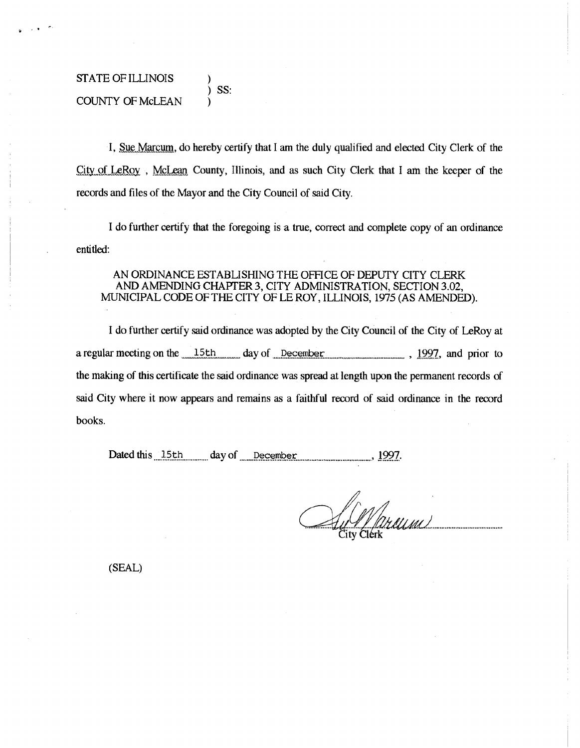STATE OF ILLINOIS )
) SS:
COUNTY OF McLEAN )

I, Sue Marcum, do hereby certify that I am the duly qualified and elected City Clerk of the City of LeRoy , McLean County, Illinois, and as such City Clerk that I am the keeper of the records and files of the Mayor and the City Council of said City.

I do further certify that the foregoing is a true, correct and complete copy of an ordinance entitled:

AN ORDINANCE ESTABLISHING THE OFFICE OF DEPUTY CITY CLERK AND AMENDING CHAPTER 3, CITY ADMINISTRATION, SECTION 3.02, MUNICIPAL CODE OF THE CITY OF LE ROY, ILLINOIS, 1975 (AS AMENDED).

I do further certify said ordinance was adopted by the City Council of the City of LeRoy at a regular meeting on the 15th day of December , 1997, and prior to the making of this certificate the said ordinance was spread at length upon the permanent records of said City where it now appears and remains as a faithful record of said ordinance in the record books.

Dated this 15th day of December, 1997.

Sue Marcum
City Clerk

(SEAL)